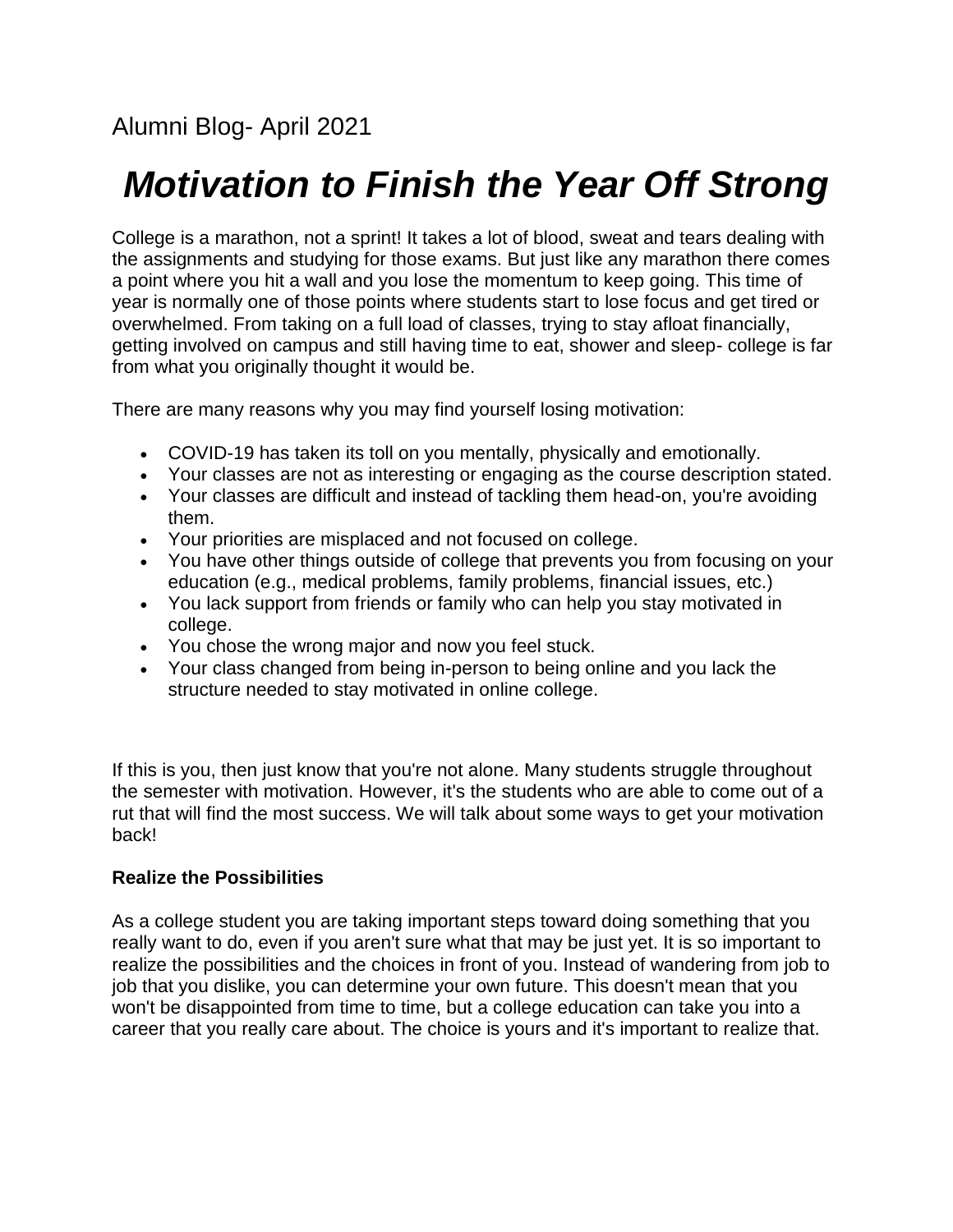Alumni Blog- April 2021

# *Motivation to Finish the Year Off Strong*

College is a marathon, not a sprint! It takes a lot of blood, sweat and tears dealing with the assignments and studying for those exams. But just like any marathon there comes a point where you hit a wall and you lose the momentum to keep going. This time of year is normally one of those points where students start to lose focus and get tired or overwhelmed. From taking on a full load of classes, trying to stay afloat financially, getting involved on campus and still having time to eat, shower and sleep- college is far from what you originally thought it would be.

There are many reasons why you may find yourself losing motivation:

- COVID-19 has taken its toll on you mentally, physically and emotionally.
- Your classes are not as interesting or engaging as the course description stated.
- Your classes are difficult and instead of tackling them head-on, you're avoiding them.
- Your priorities are misplaced and not focused on college.
- You have other things outside of college that prevents you from focusing on your education (e.g., medical problems, family problems, financial issues, etc.)
- You lack support from friends or family who can help you stay motivated in college.
- You chose the wrong major and now you feel stuck.
- Your class changed from being in-person to being online and you lack the structure needed to stay motivated in online college.

If this is you, then just know that you're not alone. Many students struggle throughout the semester with motivation. However, it's the students who are able to come out of a rut that will find the most success. We will talk about some ways to get your motivation back!

**Realize the Possibilities**

As a college student you are taking important steps toward doing something that you really want to do, even if you aren't sure what that may be just yet. It is so important to realize the possibilities and the choices in front of you. Instead of wandering from job to job that you dislike, you can determine your own future. This doesn't mean that you won't be disappointed from time to time, but a college education can take you into a career that you really care about. The choice is yours and it's important to realize that.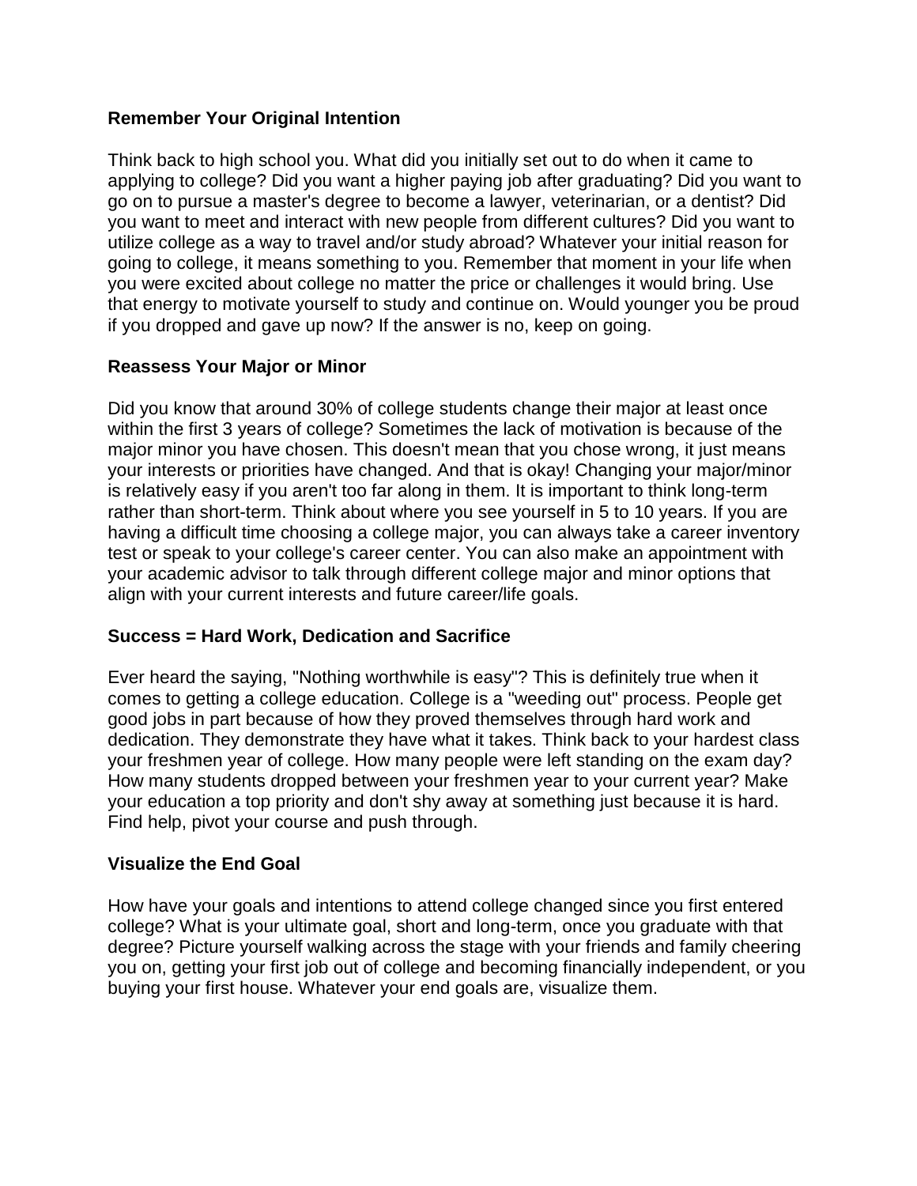### Remember Your Original Intention

Think back to high school you. What did you initially set out to do when it came to applying to college? Did you want a higher paying job after graduating? Did you want to go on to pursue a master's degree to become a lawyer, veterinarian, or a dentist? Did you want to meet and interact with new people from different cultures? Did you want to utilize college as a way to travel and/or study abroad? Whatever your initial reason for going to college, it means something to you. Remember that moment in your life when you were excited about college no matter the price or challenges it would bring. Use that energy to motivate yourself to study and continue on. Would younger you be proud if you dropped and gave up now? If the answer is no, keep on going.

### Reassess Your Major or Minor

Did you know that around 30% of college students change their major at least once within the first 3 years of college? Sometimes the lack of motivation is because of the major minor you have chosen. This doesn't mean that you chose wrong, it just means your interests or priorities have changed. And that is okay! Changing your major/minor is relatively easy if you aren't too far along in them. It is important to think long-term rather than short-term. Think about where you see yourself in 5 to 10 years. If you are having a difficult time choosing a college major, you can always take a career inventory test or speak to your college's career center. You can also make an appointment with your academic advisor to talk through different college major and minor options that align with your current interests and future career/life goals.

### Success = Hard Work, Dedication and Sacrifice

Ever heard the saying, "Nothing worthwhile is easy"? This is definitely true when it comes to getting a college education. College is a "weeding out" process. People get good jobs in part because of how they proved themselves through hard work and dedication. They demonstrate they have what it takes. Think back to your hardest class your freshmen year of college. How many people were left standing on the exam day? How many students dropped between your freshmen year to your current year? Make your education a top priority and don't shy away at something just because it is hard. Find help, pivot your course and push through.

### Visualize the End Goal

How have your goals and intentions to attend college changed since you first entered college? What is your ultimate goal, short and long-term, once you graduate with that degree? Picture yourself walking across the stage with your friends and family cheering you on, getting your first job out of college and becoming financially independent, or you buying your first house. Whatever your end goals are, visualize them.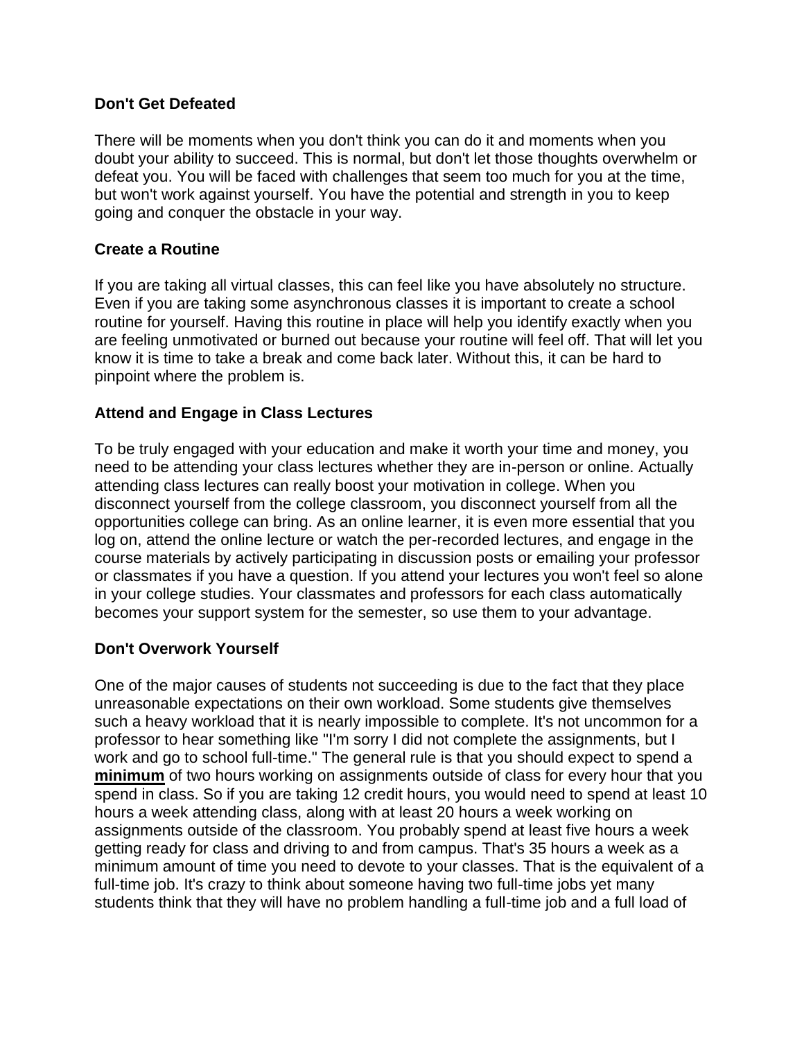### Don't Get Defeated

There will be moments when you don't think you can do it and moments when you doubt your ability to succeed. This is normal, but don't let those thoughts overwhelm or defeat you. You will be faced with challenges that seem too much for you at the time, but won't work against yourself. You have the potential and strength in you to keep going and conquer the obstacle in your way.

### Create a Routine

If you are taking all virtual classes, this can feel like you have absolutely no structure. Even if you are taking some asynchronous classes it is important to create a school routine for yourself. Having this routine in place will help you identify exactly when you are feeling unmotivated or burned out because your routine will feel off. That will let you know it is time to take a break and come back later. Without this, it can be hard to pinpoint where the problem is.

### Attend and Engage in Class Lectures

To be truly engaged with your education and make it worth your time and money, you need to be attending your class lectures whether they are in-person or online. Actually attending class lectures can really boost your motivation in college. When you disconnect yourself from the college classroom, you disconnect yourself from all the opportunities college can bring. As an online learner, it is even more essential that you log on, attend the online lecture or watch the per-recorded lectures, and engage in the course materials by actively participating in discussion posts or emailing your professor or classmates if you have a question. If you attend your lectures you won't feel so alone in your college studies. Your classmates and professors for each class automatically becomes your support system for the semester, so use them to your advantage.

### Don't Overwork Yourself

One of the major causes of students not succeeding is due to the fact that they place unreasonable expectations on their own workload. Some students give themselves such a heavy workload that it is nearly impossible to complete. It's not uncommon for a professor to hear something like "I'm sorry I did not complete the assignments, but I work and go to school full-time." The general rule is that you should expect to spend a **minimum** of two hours working on assignments outside of class for every hour that you spend in class. So if you are taking 12 credit hours, you would need to spend at least 10 hours a week attending class, along with at least 20 hours a week working on assignments outside of the classroom. You probably spend at least five hours a week getting ready for class and driving to and from campus. That's 35 hours a week as a minimum amount of time you need to devote to your classes. That is the equivalent of a full-time job. It's crazy to think about someone having two full-time jobs yet many students think that they will have no problem handling a full-time job and a full load of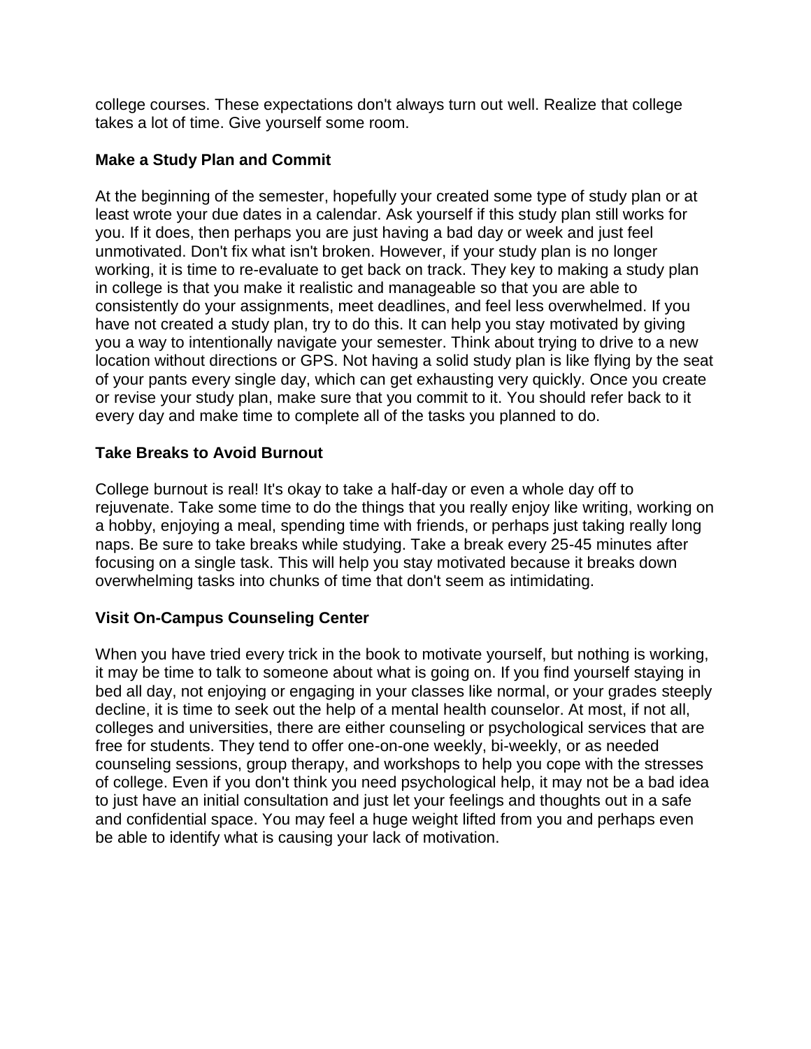college courses. These expectations don't always turn out well. Realize that college takes a lot of time. Give yourself some room.

**Make a Study Plan and Commit**

At the beginning of the semester, hopefully your created some type of study plan or at least wrote your due dates in a calendar. Ask yourself if this study plan still works for you. If it does, then perhaps you are just having a bad day or week and just feel unmotivated. Don't fix what isn't broken. However, if your study plan is no longer working, it is time to re-evaluate to get back on track. They key to making a study plan in college is that you make it realistic and manageable so that you are able to consistently do your assignments, meet deadlines, and feel less overwhelmed. If you have not created a study plan, try to do this. It can help you stay motivated by giving you a way to intentionally navigate your semester. Think about trying to drive to a new location without directions or GPS. Not having a solid study plan is like flying by the seat of your pants every single day, which can get exhausting very quickly. Once you create or revise your study plan, make sure that you commit to it. You should refer back to it every day and make time to complete all of the tasks you planned to do.

**Take Breaks to Avoid Burnout**

College burnout is real! It's okay to take a half-day or even a whole day off to rejuvenate. Take some time to do the things that you really enjoy like writing, working on a hobby, enjoying a meal, spending time with friends, or perhaps just taking really long naps. Be sure to take breaks while studying. Take a break every 25-45 minutes after focusing on a single task. This will help you stay motivated because it breaks down overwhelming tasks into chunks of time that don't seem as intimidating.

**Visit On-Campus Counseling Center**

When you have tried every trick in the book to motivate yourself, but nothing is working, it may be time to talk to someone about what is going on. If you find yourself staying in bed all day, not enjoying or engaging in your classes like normal, or your grades steeply decline, it is time to seek out the help of a mental health counselor. At most, if not all, colleges and universities, there are either counseling or psychological services that are free for students. They tend to offer one-on-one weekly, bi-weekly, or as needed counseling sessions, group therapy, and workshops to help you cope with the stresses of college. Even if you don't think you need psychological help, it may not be a bad idea to just have an initial consultation and just let your feelings and thoughts out in a safe and confidential space. You may feel a huge weight lifted from you and perhaps even be able to identify what is causing your lack of motivation.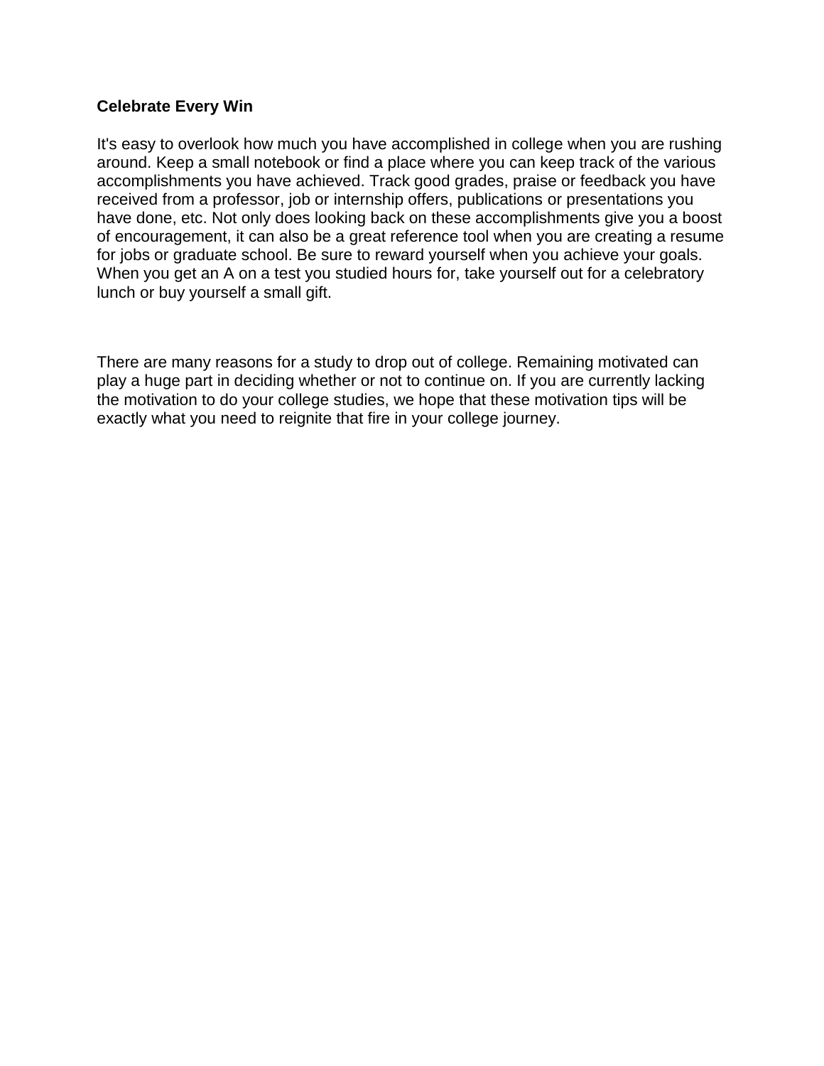**Celebrate Every Win**

It's easy to overlook how much you have accomplished in college when you are rushing around. Keep a small notebook or find a place where you can keep track of the various accomplishments you have achieved. Track good grades, praise or feedback you have received from a professor, job or internship offers, publications or presentations you have done, etc. Not only does looking back on these accomplishments give you a boost of encouragement, it can also be a great reference tool when you are creating a resume for jobs or graduate school. Be sure to reward yourself when you achieve your goals. When you get an A on a test you studied hours for, take yourself out for a celebratory lunch or buy yourself a small gift.

There are many reasons for a study to drop out of college. Remaining motivated can play a huge part in deciding whether or not to continue on. If you are currently lacking the motivation to do your college studies, we hope that these motivation tips will be exactly what you need to reignite that fire in your college journey.